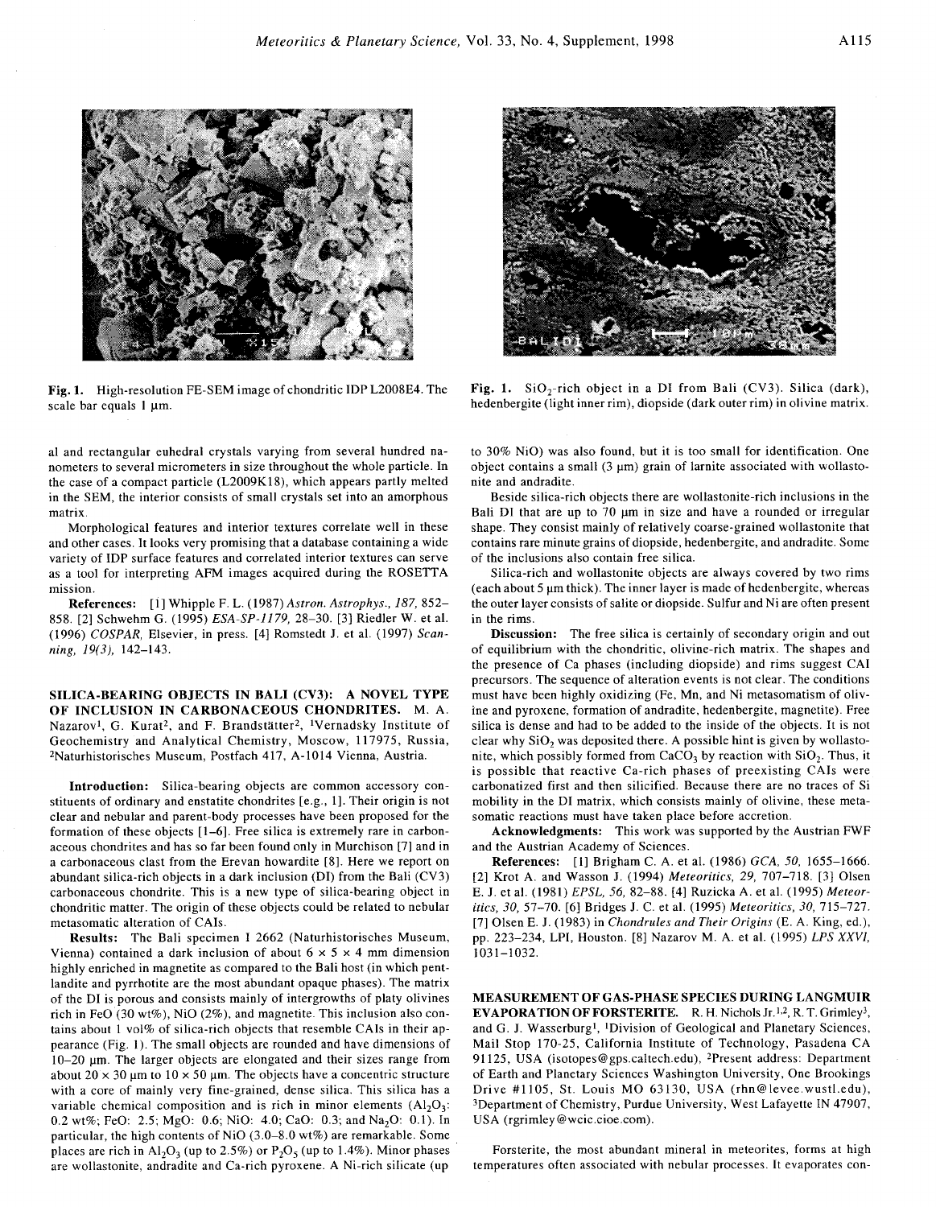Fig. 1. High-resolution FE-SEM image of chondritic IDP L2008E4. The scale bar equals 1 μm.

al and rectangular euhedral crystals varying from several hundred nanometers to several micrometers in size throughout the whole particle. In the case of a compact particle (L2009K18), which appears partly melted in the SEM, the interior consists of small crystals set into an amorphous matrix.

Morphological features and interior textures correlate well in these and other cases. It looks very promising that a database containing a wide variety of IDP surface features and correlated interior textures can serve as a tool for interpreting AFM images acquired during the ROSETTA mission.

**References:** [1] Whipple F. L. (1987) *Astron. Astrophys., 187,* 852–858. [2] Schwehm G. (1995) *ESA-SP-1179,* 28–30. [3] Riedler W. et al. (1996) *COSPAR,* Elsevier, in press. [4] Romstedt J. et al. (1997) *Scanning, 19(3),* 142–143.

## SILICA-BEARING OBJECTS IN BALI (CV3): A NOVEL TYPE OF INCLUSION IN CARBONACEOUS CHONDRITES.

M. A. Nazarov[1], G. Kurat[2], and F. Brandstätter[2], [1]Vernadsky Institute of Geochemistry and Analytical Chemistry, Moscow, 117975, Russia, [2]Naturhistorisches Museum, Postfach 417, A-1014 Vienna, Austria.

**Introduction:** Silica-bearing objects are common accessory constituents of ordinary and enstatite chondrites [e.g., 1]. Their origin is not clear and nebular and parent-body processes have been proposed for the formation of these objects [1–6]. Free silica is extremely rare in carbonaceous chondrites and has so far been found only in Murchison [7] and in a carbonaceous clast from the Erevan howardite [8]. Here we report on abundant silica-rich objects in a dark inclusion (DI) from the Bali (CV3) carbonaceous chondrite. This is a new type of silica-bearing object in chondritic matter. The origin of these objects could be related to nebular metasomatic alteration of CAIs.

**Results:** The Bali specimen I 2662 (Naturhistorisches Museum, Vienna) contained a dark inclusion of about 6 × 5 × 4 mm dimension highly enriched in magnetite as compared to the Bali host (in which pentlandite and pyrrhotite are the most abundant opaque phases). The matrix of the DI is porous and consists mainly of intergrowths of platy olivines rich in FeO (30 wt%), NiO (2%), and magnetite. This inclusion also contains about 1 vol% of silica-rich objects that resemble CAIs in their appearance (Fig. 1). The small objects are rounded and have dimensions of 10–20 μm. The larger objects are elongated and their sizes range from about 20 × 30 μm to 10 × 50 μm. The objects have a concentric structure with a core of mainly very fine-grained, dense silica. This silica has a variable chemical composition and is rich in minor elements ($Al_2O_3$: 0.2 wt%; FeO: 2.5; MgO: 0.6; NiO: 4.0; CaO: 0.3; and $Na_2O$: 0.1). In particular, the high contents of NiO (3.0–8.0 wt%) are remarkable. Some places are rich in $Al_2O_3$ (up to 2.5%) or $P_2O_5$ (up to 1.4%). Minor phases are wollastonite, andradite and Ca-rich pyroxene. A Ni-rich silicate (up to 30% NiO) was also found, but it is too small for identification. One object contains a small (3 μm) grain of larnite associated with wollastonite and andradite.

Fig. 1. $SiO_2$-rich object in a DI from Bali (CV3). Silica (dark), hedenbergite (light inner rim), diopside (dark outer rim) in olivine matrix.

Beside silica-rich objects there are wollastonite-rich inclusions in the Bali DI that are up to 70 μm in size and have a rounded or irregular shape. They consist mainly of relatively coarse-grained wollastonite that contains rare minute grains of diopside, hedenbergite, and andradite. Some of the inclusions also contain free silica.

Silica-rich and wollastonite objects are always covered by two rims (each about 5 μm thick). The inner layer is made of hedenbergite, whereas the outer layer consists of salite or diopside. Sulfur and Ni are often present in the rims.

**Discussion:** The free silica is certainly of secondary origin and out of equilibrium with the chondritic, olivine-rich matrix. The shapes and the presence of Ca phases (including diopside) and rims suggest CAI precursors. The sequence of alteration events is not clear. The conditions must have been highly oxidizing (Fe, Mn, and Ni metasomatism of olivine and pyroxene, formation of andradite, hedenbergite, magnetite). Free silica is dense and had to be added to the inside of the objects. It is not clear why $SiO_2$ was deposited there. A possible hint is given by wollastonite, which possibly formed from $CaCO_3$ by reaction with $SiO_2$. Thus, it is possible that reactive Ca-rich phases of preexisting CAIs were carbonatized first and then silicified. Because there are no traces of Si mobility in the DI matrix, which consists mainly of olivine, these metasomatic reactions must have taken place before accretion.

**Acknowledgments:** This work was supported by the Austrian FWF and the Austrian Academy of Sciences.

**References:** [1] Brigham C. A. et al. (1986) *GCA, 50,* 1655–1666. [2] Krot A. and Wasson J. (1994) *Meteoritics, 29,* 707–718. [3] Olsen E. J. et al. (1981) *EPSL, 56,* 82–88. [4] Ruzicka A. et al. (1995) *Meteoritics, 30,* 57–70. [6] Bridges J. C. et al. (1995) *Meteoritics, 30,* 715–727. [7] Olsen E. J. (1983) in *Chondrules and Their Origins* (E. A. King, ed.), pp. 223–234, LPI, Houston. [8] Nazarov M. A. et al. (1995) *LPS XXVI,* 1031–1032.

## MEASUREMENT OF GAS-PHASE SPECIES DURING LANGMUIR EVAPORATION OF FORSTERITE.

R. H. Nichols Jr.[1,2], R. T. Grimley[3], and G. J. Wasserburg[1], [1]Division of Geological and Planetary Sciences, Mail Stop 170-25, California Institute of Technology, Pasadena CA 91125, USA (isotopes@gps.caltech.edu), [2]Present address: Department of Earth and Planetary Sciences Washington University, One Brookings Drive #1105, St. Louis MO 63130, USA (rhn@levee.wustl.edu), [3]Department of Chemistry, Purdue University, West Lafayette IN 47907, USA (rgrimley@wcic.cioe.com).

Forsterite, the most abundant mineral in meteorites, forms at high temperatures often associated with nebular processes. It evaporates con-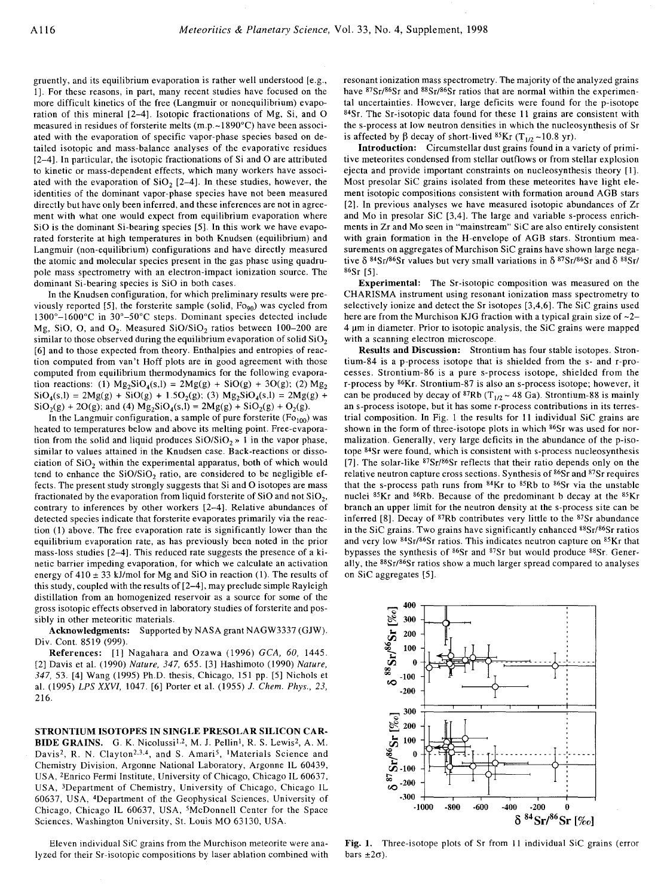gruently, and its equilibrium evaporation is rather well understood [e.g., 1]. For these reasons, in part, many recent studies have focused on the more difficult kinetics of the free (Langmuir or nonequilibrium) evaporation of this mineral [2–4]. Isotopic fractionations of Mg, Si, and O measured in residues of forsterite melts (m.p.~1890°C) have been associated with the evaporation of specific vapor-phase species based on detailed isotopic and mass-balance analyses of the evaporative residues [2–4]. In particular, the isotopic fractionations of Si and O are attributed to kinetic or mass-dependent effects, which many workers have associated with the evaporation of $SiO_2$ [2–4]. In these studies, however, the identities of the dominant vapor-phase species have not been measured directly but have only been inferred, and these inferences are not in agreement with what one would expect from equilibrium evaporation where SiO is the dominant Si-bearing species [5]. In this work we have evaporated forsterite at high temperatures in both Knudsen (equilibrium) and Langmuir (non-equilibrium) configurations and have directly measured the atomic and molecular species present in the gas phase using quadrupole mass spectrometry with an electron-impact ionization source. The dominant Si-bearing species is SiO in both cases.

In the Knudsen configuration, for which preliminary results were previously reported [5], the forsterite sample (solid, $Fo_{90}$) was cycled from 1300°–1600°C in 30°–50°C steps. Dominant species detected include Mg, SiO, O, and $O_2$. Measured SiO/$SiO_2$ ratios between 100–200 are similar to those observed during the equilibrium evaporation of solid $SiO_2$ [6] and to those expected from theory. Enthalpies and entropies of reaction computed from van't Hoff plots are in good agreement with those computed from equilibrium thermodynamics for the following evaporation reactions: (1) $Mg_2SiO_4(s,l) = 2Mg(g) + SiO(g) + 3O(g)$; (2) $Mg_2SiO_4(s,l) = 2Mg(g) + SiO(g) + 1.5O_2(g)$; (3) $Mg_2SiO_4(s,l) = 2Mg(g) + SiO_2(g) + 2O(g)$; and (4) $Mg_2SiO_4(s,l) = 2Mg(g) + SiO_2(g) + O_2(g)$.

In the Langmuir configuration, a sample of pure forsterite ($Fo_{100}$) was heated to temperatures below and above its melting point. Free-evaporation from the solid and liquid produces SiO/$SiO_2$ » 1 in the vapor phase, similar to values attained in the Knudsen case. Back-reactions or dissociation of $SiO_2$ within the experimental apparatus, both of which would tend to enhance the SiO/$SiO_2$ ratio, are considered to be negligible effects. The present study strongly suggests that Si and O isotopes are mass fractionated by the evaporation from liquid forsterite of SiO and not $SiO_2$, contrary to inferences by other workers [2–4]. Relative abundances of detected species indicate that forsterite evaporates primarily via the reaction (1) above. The free evaporation rate is significantly lower than the equilibrium evaporation rate, as has previously been noted in the prior mass-loss studies [2–4]. This reduced rate suggests the presence of a kinetic barrier impeding evaporation, for which we calculate an activation energy of 410 ± 33 kJ/mol for Mg and SiO in reaction (1). The results of this study, coupled with the results of [2–4], may preclude simple Rayleigh distillation from an homogenized reservoir as a source for some of the gross isotopic effects observed in laboratory studies of forsterite and possibly in other meteoritic materials.

**Acknowledgments:** Supported by NASA grant NAGW3337 (GJW). Div. Cont. 8519 (999).

**References:** [1] Nagahara and Ozawa (1996) *GCA, 60,* 1445. [2] Davis et al. (1990) *Nature, 347,* 655. [3] Hashimoto (1990) *Nature, 347,* 53. [4] Wang (1995) Ph.D. thesis, Chicago, 151 pp. [5] Nichols et al. (1995) *LPS XXVI,* 1047. [6] Porter et al. (1955) *J. Chem. Phys., 23,* 216.

## STRONTIUM ISOTOPES IN SINGLE PRESOLAR SILICON CARBIDE GRAINS.

G. K. Nicolussi[1,2], M. J. Pellin[1], R. S. Lewis[2], A. M. Davis[2], R. N. Clayton[2,3,4], and S. Amari[5], [1]Materials Science and Chemistry Division, Argonne National Laboratory, Argonne IL 60439, USA, [2]Enrico Fermi Institute, University of Chicago, Chicago IL 60637, USA, [3]Department of Chemistry, University of Chicago, Chicago IL 60637, USA, [4]Department of the Geophysical Sciences, University of Chicago, Chicago IL 60637, USA, [5]McDonnell Center for the Space Sciences, Washington University, St. Louis MO 63130, USA.

Eleven individual SiC grains from the Murchison meteorite were analyzed for their Sr-isotopic compositions by laser ablation combined with resonant ionization mass spectrometry. The majority of the analyzed grains have $^{87}Sr/^{86}Sr$ and $^{88}Sr/^{86}Sr$ ratios that are normal within the experimental uncertainties. However, large deficits were found for the p-isotope $^{84}Sr$. The Sr-isotopic data found for these 11 grains are consistent with the s-process at low neutron densities in which the nucleosynthesis of Sr is affected by β decay of short-lived $^{85}Kr$ ($T_{1/2}$ ~10.8 yr).

**Introduction:** Circumstellar dust grains found in a variety of primitive meteorites condensed from stellar outflows or from stellar explosion ejecta and provide important constraints on nucleosynthesis theory [1]. Most presolar SiC grains isolated from these meteorites have light element isotopic compositions consistent with formation around AGB stars [2]. In previous analyses we have measured isotopic abundances of Zr and Mo in presolar SiC [3,4]. The large and variable s-process enrichments in Zr and Mo seen in "mainstream" SiC are also entirely consistent with grain formation in the H-envelope of AGB stars. Strontium measurements on aggregates of Murchison SiC grains have shown large negative δ $^{84}Sr/^{86}Sr$ values but very small variations in δ $^{87}Sr/^{86}Sr$ and δ $^{88}Sr/^{86}Sr$ [5].

**Experimental:** The Sr-isotopic composition was measured on the CHARISMA instrument using resonant ionization mass spectrometry to selectively ionize and detect the Sr isotopes [3,4,6]. The SiC grains used here are from the Murchison KJG fraction with a typical grain size of ~2–4 µm in diameter. Prior to isotopic analysis, the SiC grains were mapped with a scanning electron microscope.

**Results and Discussion:** Strontium has four stable isotopes. Strontium-84 is a p-process isotope that is shielded from the s- and r-processes. Strontium-86 is a pure s-process isotope, shielded from the r-process by $^{86}Kr$. Strontium-87 is also an s-process isotope; however, it can be produced by decay of $^{87}Rb$ ($T_{1/2}$ ~ 48 Ga). Strontium-88 is mainly an s-process isotope, but it has some r-process contributions in its terrestrial composition. In Fig. 1 the results for 11 individual SiC grains are shown in the form of three-isotope plots in which $^{86}Sr$ was used for normalization. Generally, very large deficits in the abundance of the p-isotope $^{84}Sr$ were found, which is consistent with s-process nucleosynthesis [7]. The solar-like $^{87}Sr/^{86}Sr$ reflects that their ratio depends only on the relative neutron capture cross sections. Synthesis of $^{86}Sr$ and $^{87}Sr$ requires that the s-process path runs from $^{84}Kr$ to $^{85}Rb$ to $^{86}Sr$ via the unstable nuclei $^{85}Kr$ and $^{86}Rb$. Because of the predominant b decay at the $^{85}Kr$ branch an upper limit for the neutron density at the s-process site can be inferred [8]. Decay of $^{87}Rb$ contributes very little to the $^{87}Sr$ abundance in the SiC grains. Two grains have significantly enhanced $^{88}Sr/^{86}Sr$ ratios and very low $^{84}Sr/^{86}Sr$ ratios. This indicates neutron capture on $^{85}Kr$ that bypasses the synthesis of $^{86}Sr$ and $^{87}Sr$ but would produce $^{88}Sr$. Generally, the $^{88}Sr/^{86}Sr$ ratios show a much larger spread compared to analyses on SiC aggregates [5].

δ $^{88}$Sr/$^{86}$Sr [‰]
400
300
200
100
0
-100
-200

δ $^{87}$Sr/$^{86}$Sr [‰]
300
200
100
0
-100
-200
-300

-1000 -800 -600 -400 -200 0
δ $^{84}$Sr/$^{86}$Sr [‰]

**Fig. 1.** Three-isotope plots of Sr from 11 individual SiC grains (error bars ±2σ).